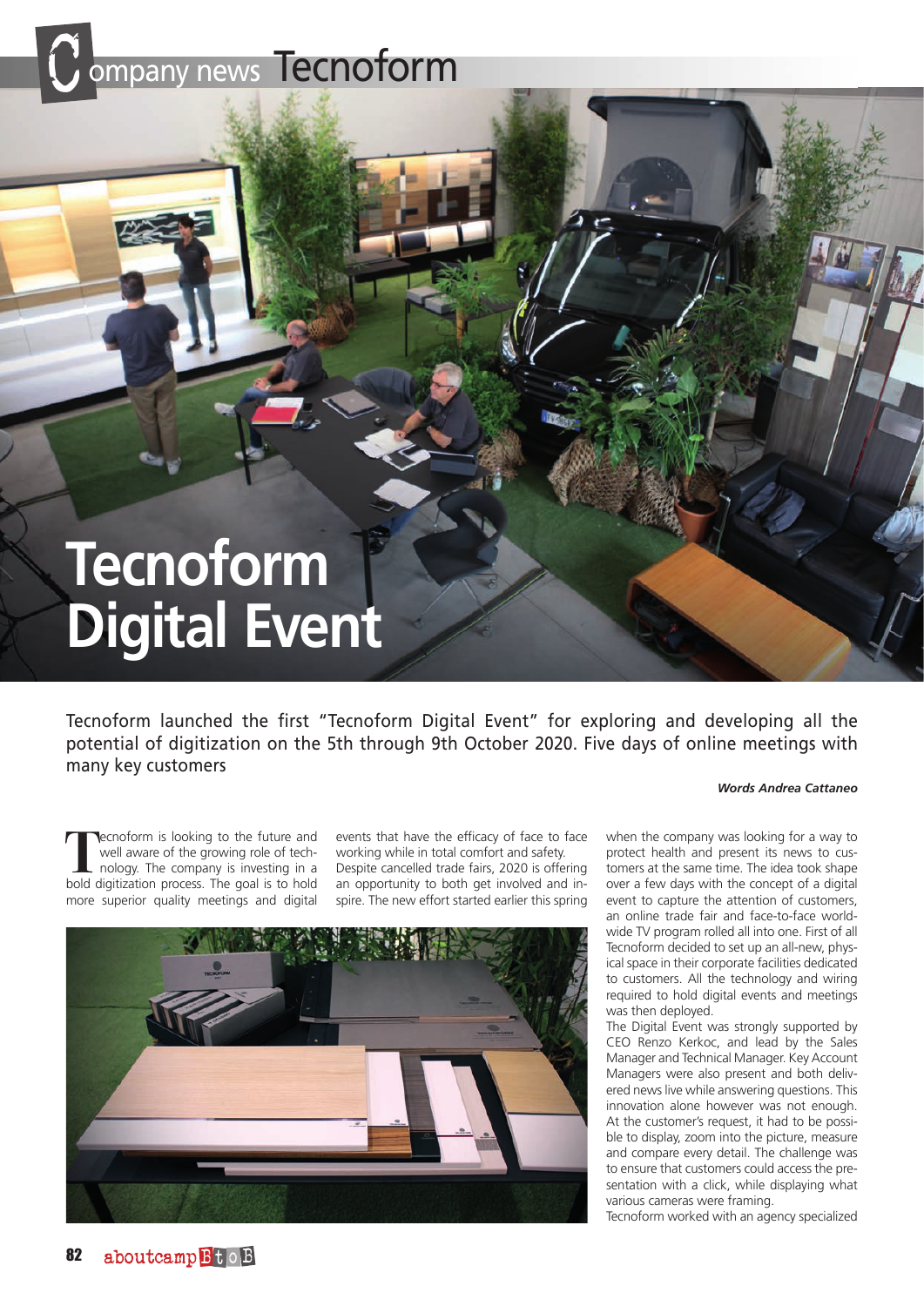# Tecnoform Digital Event

Tecnoform launched the first "Tecnoform Digital Event" for exploring and developing all the potential of digitization on the 5th through 9th October 2020. Five days of online meetings with many key customers

***Words Andrea Cattaneo***

Tecnoform is looking to the future and well aware of the growing role of technology. The company is investing in a bold digitization process. The goal is to hold more superior quality meetings and digital events that have the efficacy of face to face working while in total comfort and safety. Despite cancelled trade fairs, 2020 is offering an opportunity to both get involved and inspire. The new effort started earlier this spring when the company was looking for a way to protect health and present its news to customers at the same time. The idea took shape over a few days with the concept of a digital event to capture the attention of customers, an online trade fair and face-to-face worldwide TV program rolled all into one. First of all Tecnoform decided to set up an all-new, physical space in their corporate facilities dedicated to customers. All the technology and wiring required to hold digital events and meetings was then deployed.

The Digital Event was strongly supported by CEO Renzo Kerkoc, and lead by the Sales Manager and Technical Manager. Key Account Managers were also present and both delivered news live while answering questions. This innovation alone however was not enough. At the customer's request, it had to be possible to display, zoom into the picture, measure and compare every detail. The challenge was to ensure that customers could access the presentation with a click, while displaying what various cameras were framing.

Tecnoform worked with an agency specialized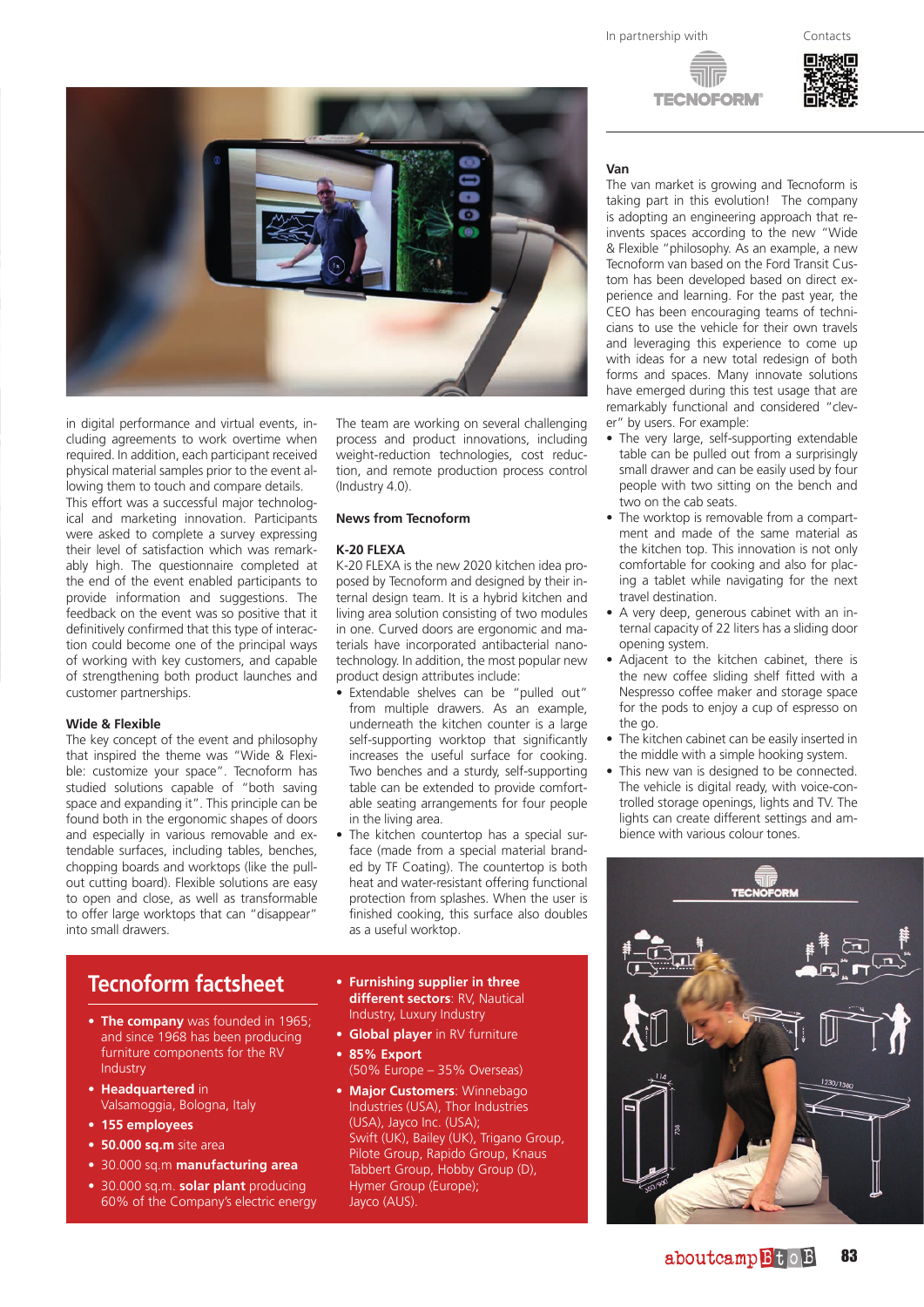In partnership with

Contacts

in digital performance and virtual events, including agreements to work overtime when required. In addition, each participant received physical material samples prior to the event allowing them to touch and compare details.
This effort was a successful major technological and marketing innovation. Participants were asked to complete a survey expressing their level of satisfaction which was remarkably high. The questionnaire completed at the end of the event enabled participants to provide information and suggestions. The feedback on the event was so positive that it definitively confirmed that this type of interaction could become one of the principal ways of working with key customers, and capable of strengthening both product launches and customer partnerships.

### Wide & Flexible

The key concept of the event and philosophy that inspired the theme was "Wide & Flexible: customize your space". Tecnoform has studied solutions capable of "both saving space and expanding it". This principle can be found both in the ergonomic shapes of doors and especially in various removable and extendable surfaces, including tables, benches, chopping boards and worktops (like the pull-out cutting board). Flexible solutions are easy to open and close, as well as transformable to offer large worktops that can "disappear" into small drawers.

The team are working on several challenging process and product innovations, including weight-reduction technologies, cost reduction, and remote production process control (Industry 4.0).

### News from Tecnoform

### K-20 FLEXA

K-20 FLEXA is the new 2020 kitchen idea proposed by Tecnoform and designed by their internal design team. It is a hybrid kitchen and living area solution consisting of two modules in one. Curved doors are ergonomic and materials have incorporated antibacterial nanotechnology. In addition, the most popular new product design attributes include:

- Extendable shelves can be "pulled out" from multiple drawers. As an example, underneath the kitchen counter is a large self-supporting worktop that significantly increases the useful surface for cooking. Two benches and a sturdy, self-supporting table can be extended to provide comfortable seating arrangements for four people in the living area.
- The kitchen countertop has a special surface (made from a special material branded by TF Coating). The countertop is both heat and water-resistant offering functional protection from splashes. When the user is finished cooking, this surface also doubles as a useful worktop.

### Van

The van market is growing and Tecnoform is taking part in this evolution! The company is adopting an engineering approach that reinvents spaces according to the new "Wide & Flexible "philosophy. As an example, a new Tecnoform van based on the Ford Transit Custom has been developed based on direct experience and learning. For the past year, the CEO has been encouraging teams of technicians to use the vehicle for their own travels and leveraging this experience to come up with ideas for a new total redesign of both forms and spaces. Many innovate solutions have emerged during this test usage that are remarkably functional and considered "clever" by users. For example:

- The very large, self-supporting extendable table can be pulled out from a surprisingly small drawer and can be easily used by four people with two sitting on the bench and two on the cab seats.
- The worktop is removable from a compartment and made of the same material as the kitchen top. This innovation is not only comfortable for cooking and also for placing a tablet while navigating for the next travel destination.
- A very deep, generous cabinet with an internal capacity of 22 liters has a sliding door opening system.
- Adjacent to the kitchen cabinet, there is the new coffee sliding shelf fitted with a Nespresso coffee maker and storage space for the pods to enjoy a cup of espresso on the go.
- The kitchen cabinet can be easily inserted in the middle with a simple hooking system.
- This new van is designed to be connected. The vehicle is digital ready, with voice-controlled storage openings, lights and TV. The lights can create different settings and ambience with various colour tones.

## Tecnoform factsheet

- **The company** was founded in 1965; and since 1968 has been producing furniture components for the RV Industry
- **Headquartered** in Valsamoggia, Bologna, Italy
- **155 employees**
- **50.000 sq.m** site area
- 30.000 sq.m **manufacturing area**
- 30.000 sq.m. **solar plant** producing 60% of the Company's electric energy
- **Furnishing supplier in three different sectors**: RV, Nautical Industry, Luxury Industry
- **Global player** in RV furniture
- **85% Export** (50% Europe – 35% Overseas)
- **Major Customers**: Winnebago Industries (USA), Thor Industries (USA), Jayco Inc. (USA); Swift (UK), Bailey (UK), Trigano Group, Pilote Group, Rapido Group, Knaus Tabbert Group, Hobby Group (D), Hymer Group (Europe); Jayco (AUS).